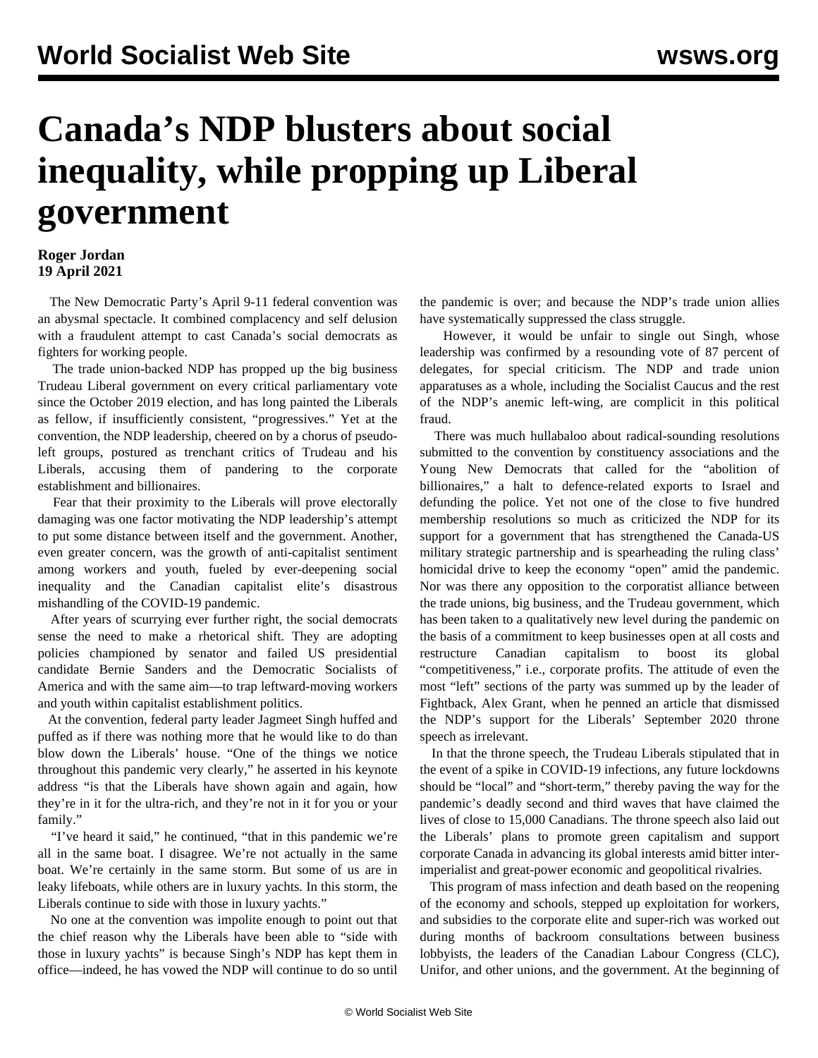# Canada's NDP blusters about social inequality, while propping up Liberal government

**Roger Jordan**
**19 April 2021**

The New Democratic Party's April 9-11 federal convention was an abysmal spectacle. It combined complacency and self delusion with a fraudulent attempt to cast Canada's social democrats as fighters for working people.

The trade union-backed NDP has propped up the big business Trudeau Liberal government on every critical parliamentary vote since the October 2019 election, and has long painted the Liberals as fellow, if insufficiently consistent, "progressives." Yet at the convention, the NDP leadership, cheered on by a chorus of pseudo-left groups, postured as trenchant critics of Trudeau and his Liberals, accusing them of pandering to the corporate establishment and billionaires.

Fear that their proximity to the Liberals will prove electorally damaging was one factor motivating the NDP leadership's attempt to put some distance between itself and the government. Another, even greater concern, was the growth of anti-capitalist sentiment among workers and youth, fueled by ever-deepening social inequality and the Canadian capitalist elite's disastrous mishandling of the COVID-19 pandemic.

After years of scurrying ever further right, the social democrats sense the need to make a rhetorical shift. They are adopting policies championed by senator and failed US presidential candidate Bernie Sanders and the Democratic Socialists of America and with the same aim—to trap leftward-moving workers and youth within capitalist establishment politics.

At the convention, federal party leader Jagmeet Singh huffed and puffed as if there was nothing more that he would like to do than blow down the Liberals' house. "One of the things we notice throughout this pandemic very clearly," he asserted in his keynote address "is that the Liberals have shown again and again, how they're in it for the ultra-rich, and they're not in it for you or your family."

"I've heard it said," he continued, "that in this pandemic we're all in the same boat. I disagree. We're not actually in the same boat. We're certainly in the same storm. But some of us are in leaky lifeboats, while others are in luxury yachts. In this storm, the Liberals continue to side with those in luxury yachts."

No one at the convention was impolite enough to point out that the chief reason why the Liberals have been able to "side with those in luxury yachts" is because Singh's NDP has kept them in office—indeed, he has vowed the NDP will continue to do so until the pandemic is over; and because the NDP's trade union allies have systematically suppressed the class struggle.

However, it would be unfair to single out Singh, whose leadership was confirmed by a resounding vote of 87 percent of delegates, for special criticism. The NDP and trade union apparatuses as a whole, including the Socialist Caucus and the rest of the NDP's anemic left-wing, are complicit in this political fraud.

There was much hullabaloo about radical-sounding resolutions submitted to the convention by constituency associations and the Young New Democrats that called for the "abolition of billionaires," a halt to defence-related exports to Israel and defunding the police. Yet not one of the close to five hundred membership resolutions so much as criticized the NDP for its support for a government that has strengthened the Canada-US military strategic partnership and is spearheading the ruling class' homicidal drive to keep the economy "open" amid the pandemic. Nor was there any opposition to the corporatist alliance between the trade unions, big business, and the Trudeau government, which has been taken to a qualitatively new level during the pandemic on the basis of a commitment to keep businesses open at all costs and restructure Canadian capitalism to boost its global "competitiveness," i.e., corporate profits. The attitude of even the most "left" sections of the party was summed up by the leader of Fightback, Alex Grant, when he penned an article that dismissed the NDP's support for the Liberals' September 2020 throne speech as irrelevant.

In that the throne speech, the Trudeau Liberals stipulated that in the event of a spike in COVID-19 infections, any future lockdowns should be "local" and "short-term," thereby paving the way for the pandemic's deadly second and third waves that have claimed the lives of close to 15,000 Canadians. The throne speech also laid out the Liberals' plans to promote green capitalism and support corporate Canada in advancing its global interests amid bitter inter-imperialist and great-power economic and geopolitical rivalries.

This program of mass infection and death based on the reopening of the economy and schools, stepped up exploitation for workers, and subsidies to the corporate elite and super-rich was worked out during months of backroom consultations between business lobbyists, the leaders of the Canadian Labour Congress (CLC), Unifor, and other unions, and the government. At the beginning of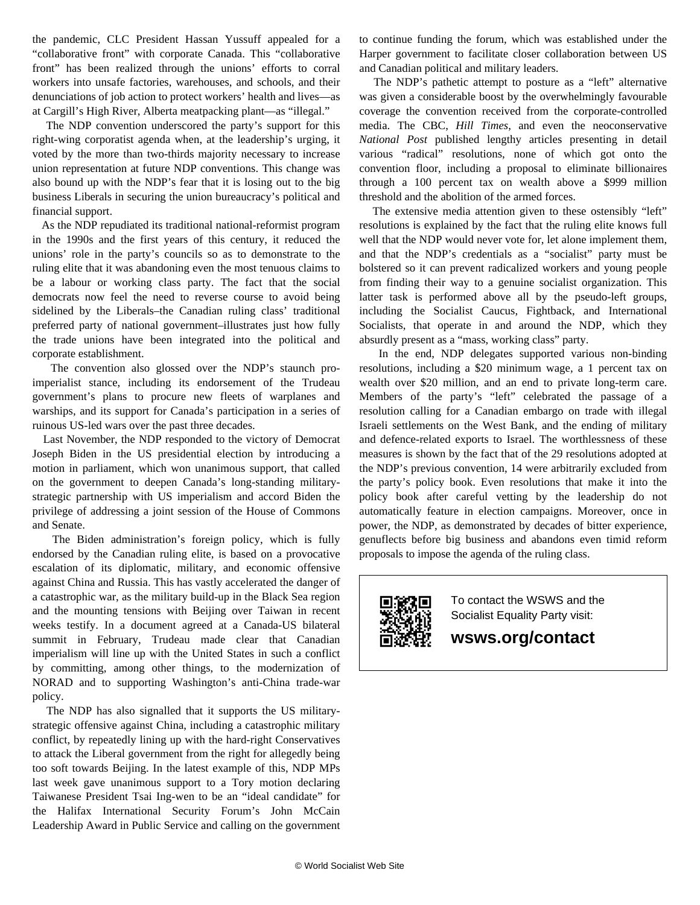the pandemic, CLC President Hassan Yussuff appealed for a "collaborative front" with corporate Canada. This "collaborative front" has been realized through the unions' efforts to corral workers into unsafe factories, warehouses, and schools, and their denunciations of job action to protect workers' health and lives—as at Cargill's High River, Alberta meatpacking plant—as "illegal."

The NDP convention underscored the party's support for this right-wing corporatist agenda when, at the leadership's urging, it voted by the more than two-thirds majority necessary to increase union representation at future NDP conventions. This change was also bound up with the NDP's fear that it is losing out to the big business Liberals in securing the union bureaucracy's political and financial support.

As the NDP repudiated its traditional national-reformist program in the 1990s and the first years of this century, it reduced the unions' role in the party's councils so as to demonstrate to the ruling elite that it was abandoning even the most tenuous claims to be a labour or working class party. The fact that the social democrats now feel the need to reverse course to avoid being sidelined by the Liberals–the Canadian ruling class' traditional preferred party of national government–illustrates just how fully the trade unions have been integrated into the political and corporate establishment.

The convention also glossed over the NDP's staunch pro-imperialist stance, including its endorsement of the Trudeau government's plans to procure new fleets of warplanes and warships, and its support for Canada's participation in a series of ruinous US-led wars over the past three decades.

Last November, the NDP responded to the victory of Democrat Joseph Biden in the US presidential election by introducing a motion in parliament, which won unanimous support, that called on the government to deepen Canada's long-standing military-strategic partnership with US imperialism and accord Biden the privilege of addressing a joint session of the House of Commons and Senate.

The Biden administration's foreign policy, which is fully endorsed by the Canadian ruling elite, is based on a provocative escalation of its diplomatic, military, and economic offensive against China and Russia. This has vastly accelerated the danger of a catastrophic war, as the military build-up in the Black Sea region and the mounting tensions with Beijing over Taiwan in recent weeks testify. In a document agreed at a Canada-US bilateral summit in February, Trudeau made clear that Canadian imperialism will line up with the United States in such a conflict by committing, among other things, to the modernization of NORAD and to supporting Washington's anti-China trade-war policy.

The NDP has also signalled that it supports the US military-strategic offensive against China, including a catastrophic military conflict, by repeatedly lining up with the hard-right Conservatives to attack the Liberal government from the right for allegedly being too soft towards Beijing. In the latest example of this, NDP MPs last week gave unanimous support to a Tory motion declaring Taiwanese President Tsai Ing-wen to be an "ideal candidate" for the Halifax International Security Forum's John McCain Leadership Award in Public Service and calling on the government to continue funding the forum, which was established under the Harper government to facilitate closer collaboration between US and Canadian political and military leaders.

The NDP's pathetic attempt to posture as a "left" alternative was given a considerable boost by the overwhelmingly favourable coverage the convention received from the corporate-controlled media. The CBC, *Hill Times*, and even the neoconservative *National Post* published lengthy articles presenting in detail various "radical" resolutions, none of which got onto the convention floor, including a proposal to eliminate billionaires through a 100 percent tax on wealth above a $999 million threshold and the abolition of the armed forces.

The extensive media attention given to these ostensibly "left" resolutions is explained by the fact that the ruling elite knows full well that the NDP would never vote for, let alone implement them, and that the NDP's credentials as a "socialist" party must be bolstered so it can prevent radicalized workers and young people from finding their way to a genuine socialist organization. This latter task is performed above all by the pseudo-left groups, including the Socialist Caucus, Fightback, and International Socialists, that operate in and around the NDP, which they absurdly present as a "mass, working class" party.

In the end, NDP delegates supported various non-binding resolutions, including a $20 minimum wage, a 1 percent tax on wealth over $20 million, and an end to private long-term care. Members of the party's "left" celebrated the passage of a resolution calling for a Canadian embargo on trade with illegal Israeli settlements on the West Bank, and the ending of military and defence-related exports to Israel. The worthlessness of these measures is shown by the fact that of the 29 resolutions adopted at the NDP's previous convention, 14 were arbitrarily excluded from the party's policy book. Even resolutions that make it into the policy book after careful vetting by the leadership do not automatically feature in election campaigns. Moreover, once in power, the NDP, as demonstrated by decades of bitter experience, genuflects before big business and abandons even timid reform proposals to impose the agenda of the ruling class.

To contact the WSWS and the Socialist Equality Party visit:

**wsws.org/contact**